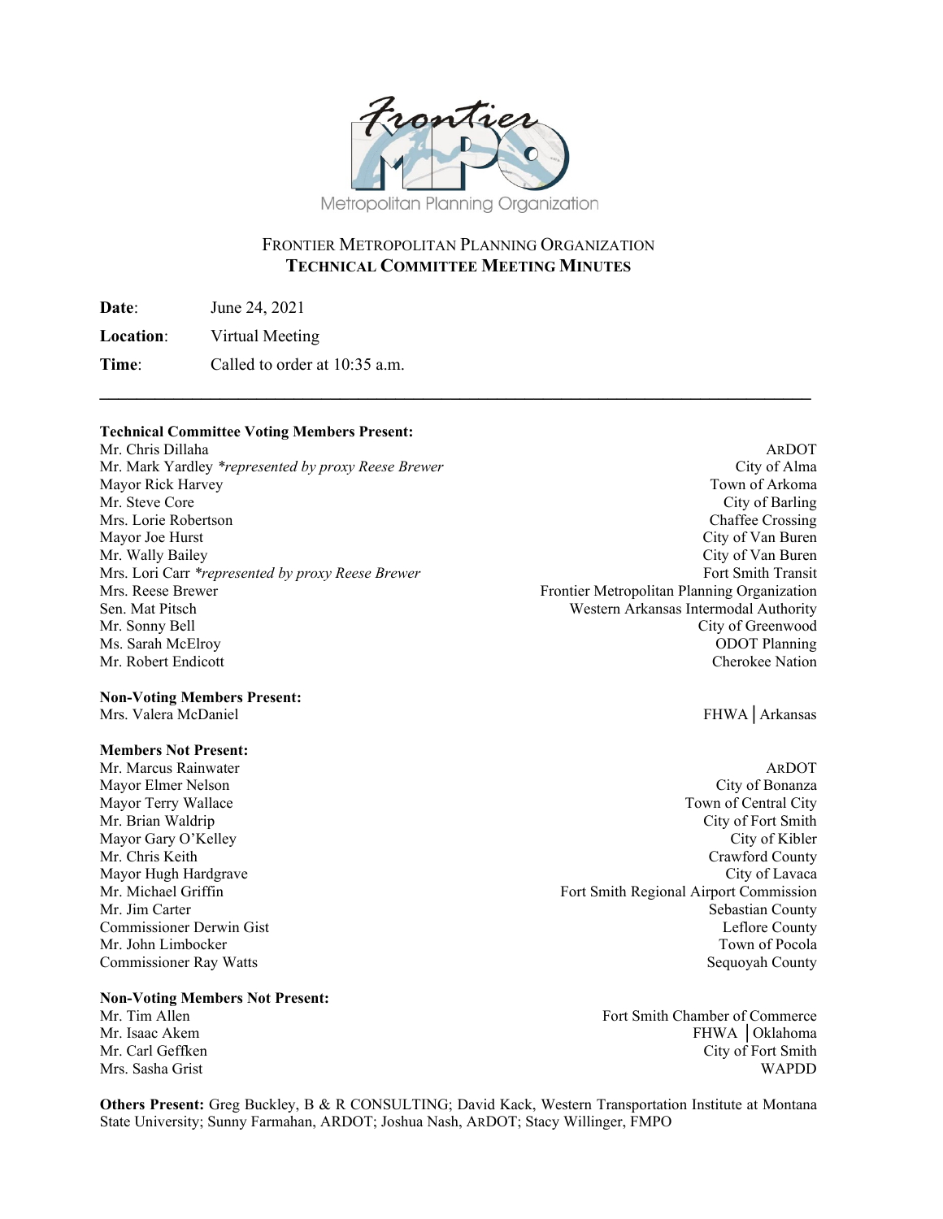# FRONTIER METROPOLITAN PLANNING ORGANIZATION
## TECHNICAL COMMITTEE MEETING MINUTES

**Date**: June 24, 2021

**Location**: Virtual Meeting

**Time**: Called to order at 10:35 a.m.

---

**Technical Committee Voting Members Present:**

| Name | Organization |
|---|---|
| Mr. Chris Dillaha | ARDOT |
| Mr. Mark Yardley *represented by proxy Reese Brewer* | City of Alma |
| Mayor Rick Harvey | Town of Arkoma |
| Mr. Steve Core | City of Barling |
| Mrs. Lorie Robertson | Chaffee Crossing |
| Mayor Joe Hurst | City of Van Buren |
| Mr. Wally Bailey | City of Van Buren |
| Mrs. Lori Carr *represented by proxy Reese Brewer* | Fort Smith Transit |
| Mrs. Reese Brewer | Frontier Metropolitan Planning Organization |
| Sen. Mat Pitsch | Western Arkansas Intermodal Authority |
| Mr. Sonny Bell | City of Greenwood |
| Ms. Sarah McElroy | ODOT Planning |
| Mr. Robert Endicott | Cherokee Nation |

**Non-Voting Members Present:**

| Name | Organization |
|---|---|
| Mrs. Valera McDaniel | FHWA │Arkansas |

**Members Not Present:**

| Name | Organization |
|---|---|
| Mr. Marcus Rainwater | ARDOT |
| Mayor Elmer Nelson | City of Bonanza |
| Mayor Terry Wallace | Town of Central City |
| Mr. Brian Waldrip | City of Fort Smith |
| Mayor Gary O'Kelley | City of Kibler |
| Mr. Chris Keith | Crawford County |
| Mayor Hugh Hardgrave | City of Lavaca |
| Mr. Michael Griffin | Fort Smith Regional Airport Commission |
| Mr. Jim Carter | Sebastian County |
| Commissioner Derwin Gist | Leflore County |
| Mr. John Limbocker | Town of Pocola |
| Commissioner Ray Watts | Sequoyah County |

**Non-Voting Members Not Present:**

| Name | Organization |
|---|---|
| Mr. Tim Allen | Fort Smith Chamber of Commerce |
| Mr. Isaac Akem | FHWA │Oklahoma |
| Mr. Carl Geffken | City of Fort Smith |
| Mrs. Sasha Grist | WAPDD |

**Others Present:** Greg Buckley, B & R CONSULTING; David Kack, Western Transportation Institute at Montana State University; Sunny Farmahan, ARDOT; Joshua Nash, ARDOT; Stacy Willinger, FMPO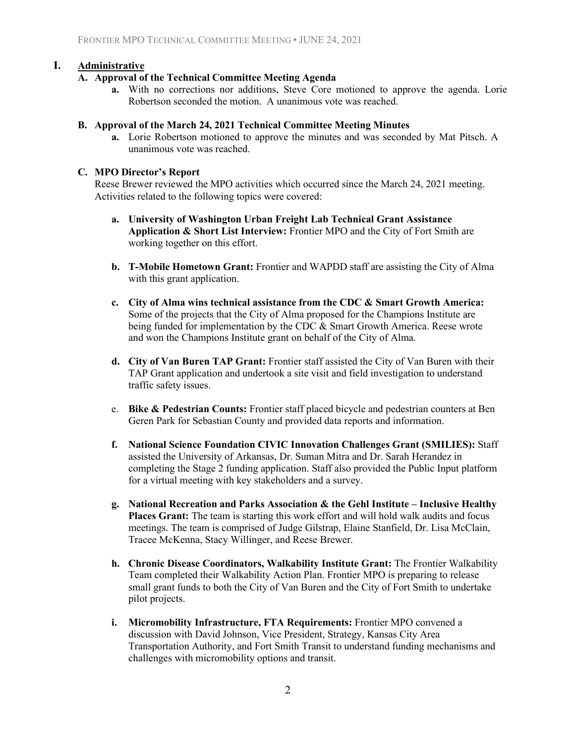## I. Administrative

### A. Approval of the Technical Committee Meeting Agenda

a. With no corrections nor additions, Steve Core motioned to approve the agenda. Lorie Robertson seconded the motion. A unanimous vote was reached.

### B. Approval of the March 24, 2021 Technical Committee Meeting Minutes

a. Lorie Robertson motioned to approve the minutes and was seconded by Mat Pitsch. A unanimous vote was reached.

### C. MPO Director's Report

Reese Brewer reviewed the MPO activities which occurred since the March 24, 2021 meeting. Activities related to the following topics were covered:

a. **University of Washington Urban Freight Lab Technical Grant Assistance Application & Short List Interview:** Frontier MPO and the City of Fort Smith are working together on this effort.

b. **T-Mobile Hometown Grant:** Frontier and WAPDD staff are assisting the City of Alma with this grant application.

c. **City of Alma wins technical assistance from the CDC & Smart Growth America:** Some of the projects that the City of Alma proposed for the Champions Institute are being funded for implementation by the CDC & Smart Growth America. Reese wrote and won the Champions Institute grant on behalf of the City of Alma.

d. **City of Van Buren TAP Grant:** Frontier staff assisted the City of Van Buren with their TAP Grant application and undertook a site visit and field investigation to understand traffic safety issues.

e. **Bike & Pedestrian Counts:** Frontier staff placed bicycle and pedestrian counters at Ben Geren Park for Sebastian County and provided data reports and information.

f. **National Science Foundation CIVIC Innovation Challenges Grant (SMILIES):** Staff assisted the University of Arkansas, Dr. Suman Mitra and Dr. Sarah Herandez in completing the Stage 2 funding application. Staff also provided the Public Input platform for a virtual meeting with key stakeholders and a survey.

g. **National Recreation and Parks Association & the Gehl Institute – Inclusive Healthy Places Grant:** The team is starting this work effort and will hold walk audits and focus meetings. The team is comprised of Judge Gilstrap, Elaine Stanfield, Dr. Lisa McClain, Tracee McKenna, Stacy Willinger, and Reese Brewer.

h. **Chronic Disease Coordinators, Walkability Institute Grant:** The Frontier Walkability Team completed their Walkability Action Plan. Frontier MPO is preparing to release small grant funds to both the City of Van Buren and the City of Fort Smith to undertake pilot projects.

i. **Micromobility Infrastructure, FTA Requirements:** Frontier MPO convened a discussion with David Johnson, Vice President, Strategy, Kansas City Area Transportation Authority, and Fort Smith Transit to understand funding mechanisms and challenges with micromobility options and transit.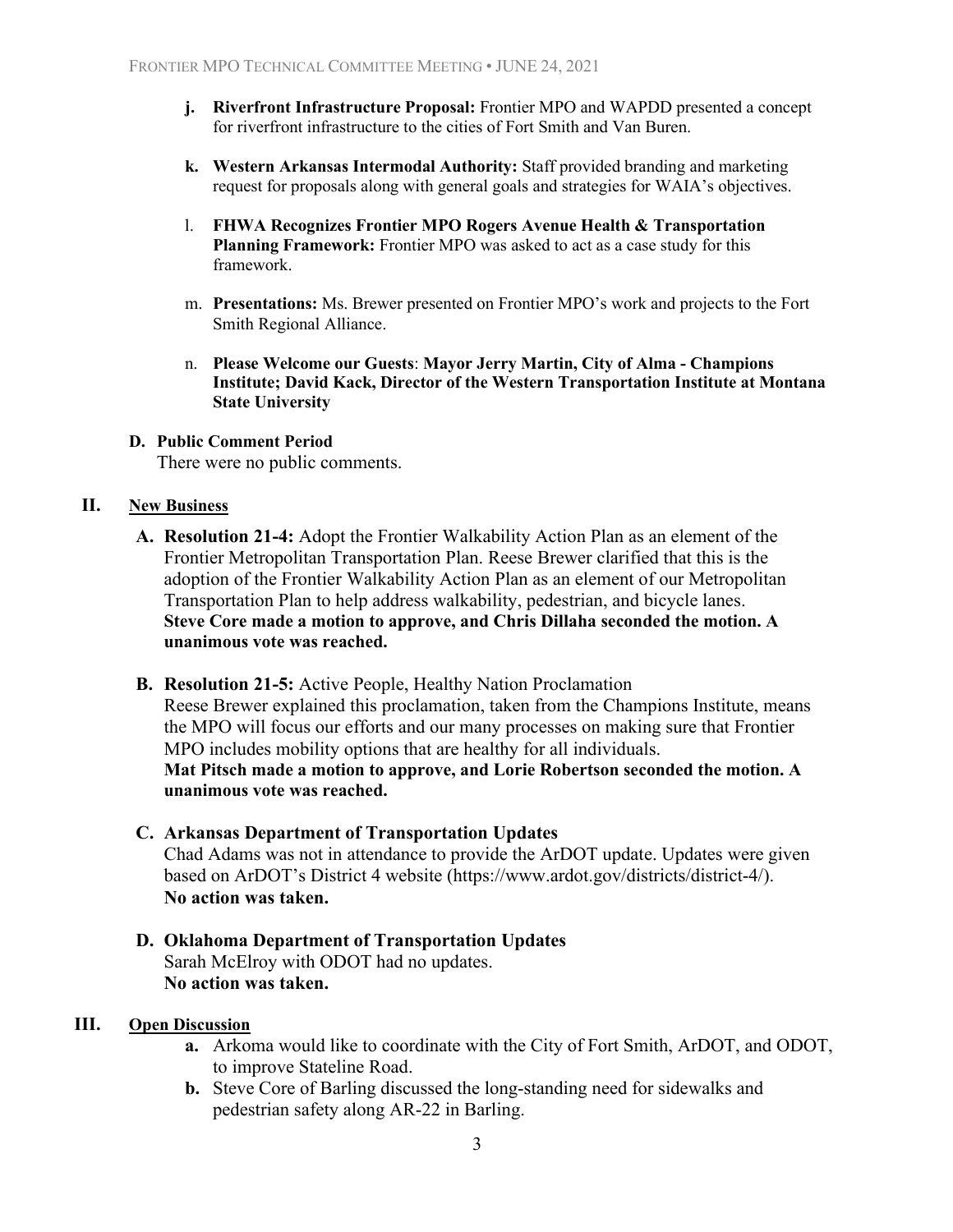- **j. Riverfront Infrastructure Proposal:** Frontier MPO and WAPDD presented a concept for riverfront infrastructure to the cities of Fort Smith and Van Buren.

- **k. Western Arkansas Intermodal Authority:** Staff provided branding and marketing request for proposals along with general goals and strategies for WAIA's objectives.

- l. **FHWA Recognizes Frontier MPO Rogers Avenue Health & Transportation Planning Framework:** Frontier MPO was asked to act as a case study for this framework.

- m. **Presentations:** Ms. Brewer presented on Frontier MPO's work and projects to the Fort Smith Regional Alliance.

- n. **Please Welcome our Guests**: **Mayor Jerry Martin, City of Alma - Champions Institute; David Kack, Director of the Western Transportation Institute at Montana State University**

**D. Public Comment Period**

There were no public comments.

## II. New Business

**A. Resolution 21-4:** Adopt the Frontier Walkability Action Plan as an element of the Frontier Metropolitan Transportation Plan. Reese Brewer clarified that this is the adoption of the Frontier Walkability Action Plan as an element of our Metropolitan Transportation Plan to help address walkability, pedestrian, and bicycle lanes.
**Steve Core made a motion to approve, and Chris Dillaha seconded the motion. A unanimous vote was reached.**

**B. Resolution 21-5:** Active People, Healthy Nation Proclamation
Reese Brewer explained this proclamation, taken from the Champions Institute, means the MPO will focus our efforts and our many processes on making sure that Frontier MPO includes mobility options that are healthy for all individuals.
**Mat Pitsch made a motion to approve, and Lorie Robertson seconded the motion. A unanimous vote was reached.**

**C. Arkansas Department of Transportation Updates**
Chad Adams was not in attendance to provide the ArDOT update. Updates were given based on ArDOT's District 4 website (https://www.ardot.gov/districts/district-4/).
**No action was taken.**

**D. Oklahoma Department of Transportation Updates**
Sarah McElroy with ODOT had no updates.
**No action was taken.**

## III. Open Discussion

- **a.** Arkoma would like to coordinate with the City of Fort Smith, ArDOT, and ODOT, to improve Stateline Road.
- **b.** Steve Core of Barling discussed the long-standing need for sidewalks and pedestrian safety along AR-22 in Barling.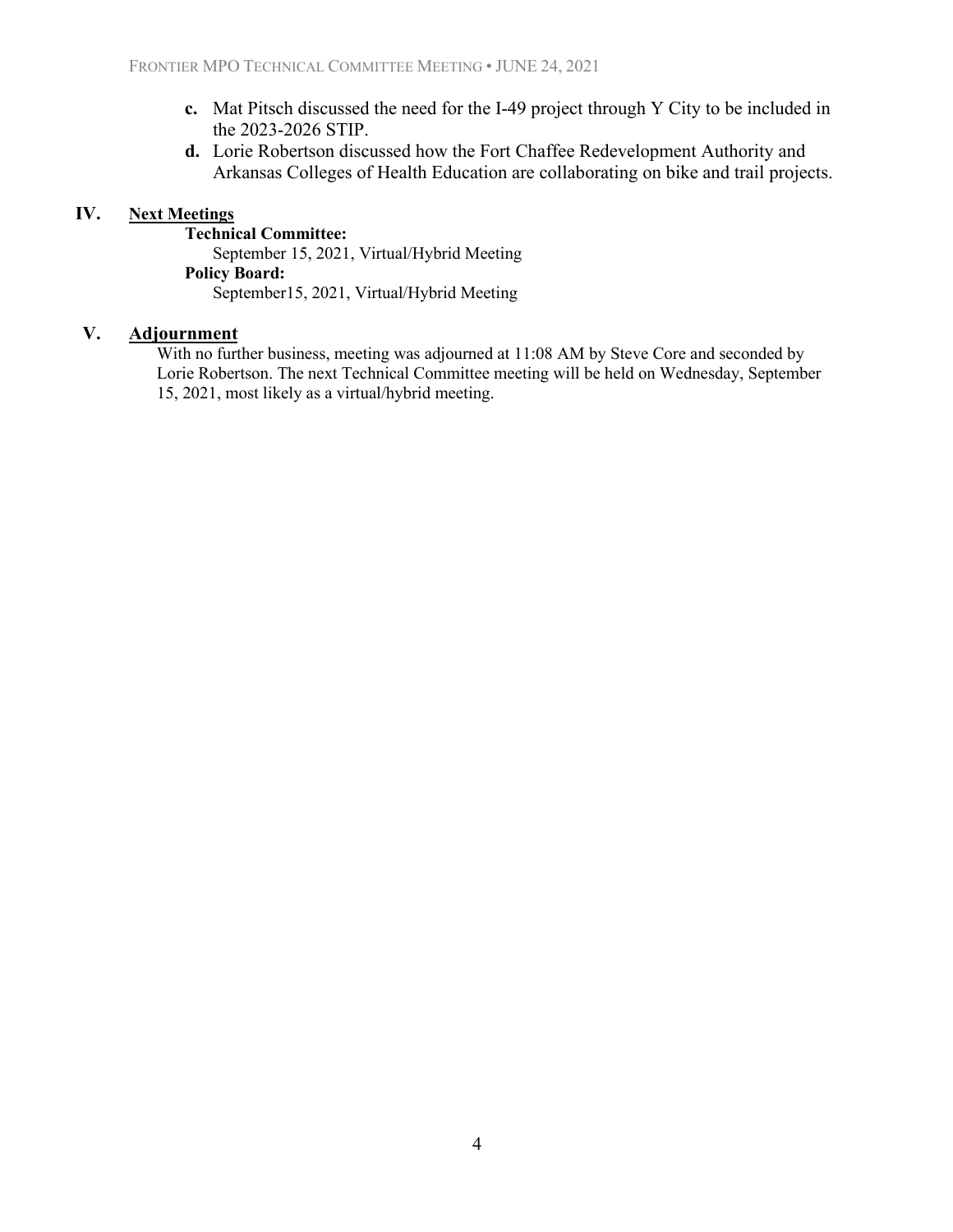c. Mat Pitsch discussed the need for the I-49 project through Y City to be included in the 2023-2026 STIP.

d. Lorie Robertson discussed how the Fort Chaffee Redevelopment Authority and Arkansas Colleges of Health Education are collaborating on bike and trail projects.

## IV. Next Meetings

**Technical Committee:**
September 15, 2021, Virtual/Hybrid Meeting

**Policy Board:**
September15, 2021, Virtual/Hybrid Meeting

## V. Adjournment

With no further business, meeting was adjourned at 11:08 AM by Steve Core and seconded by Lorie Robertson. The next Technical Committee meeting will be held on Wednesday, September 15, 2021, most likely as a virtual/hybrid meeting.